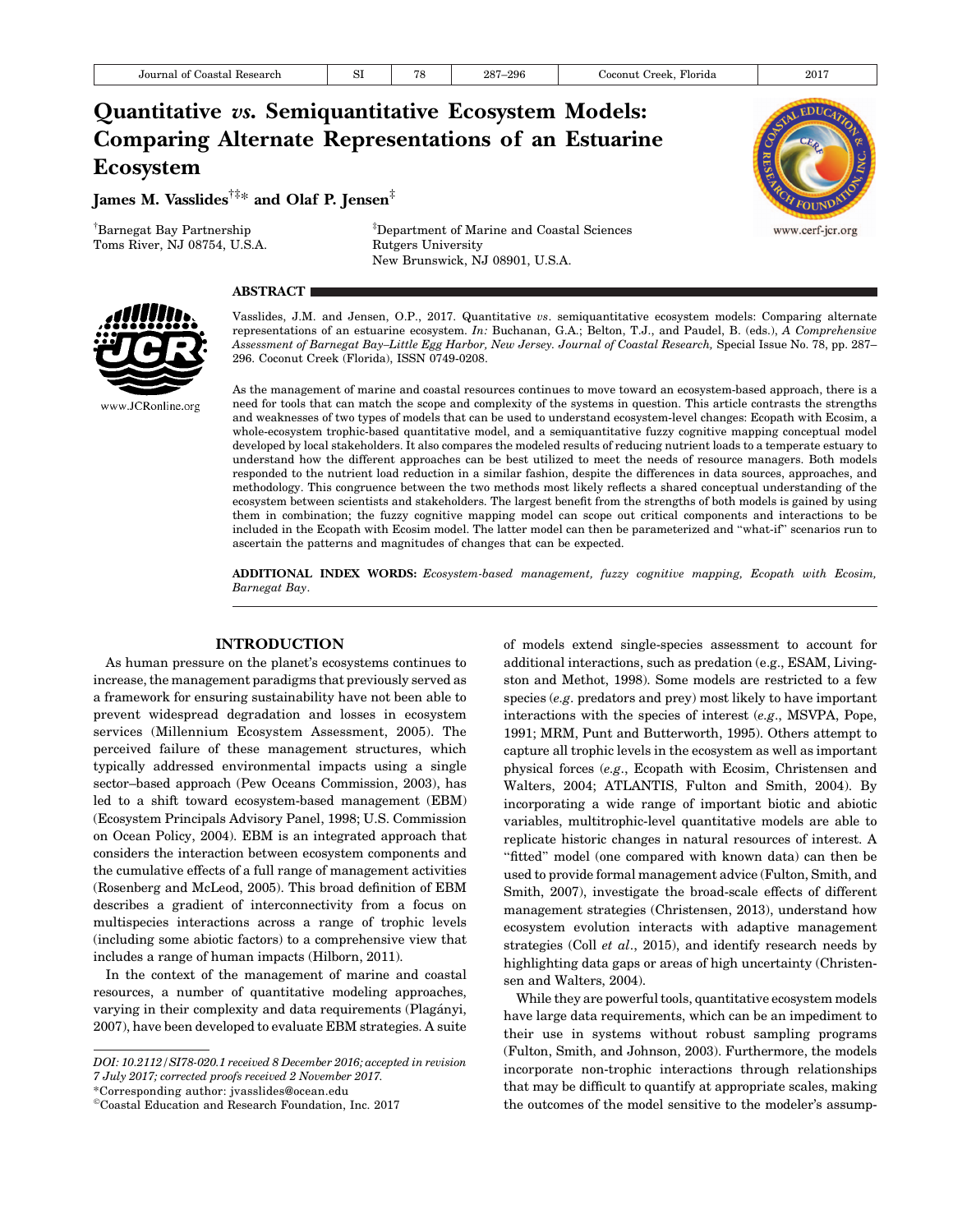# Quantitative *vs.* Semiquantitative Ecosystem Models: Comparing Alternate Representations of an Estuarine Ecosystem

**James M. Vasslides[†‡*] and Olaf P. Jensen[‡]**

[†]Barnegat Bay Partnership
Toms River, NJ 08754, U.S.A.

[‡]Department of Marine and Coastal Sciences
Rutgers University
New Brunswick, NJ 08901, U.S.A.

## ABSTRACT

Vasslides, J.M. and Jensen, O.P., 2017. Quantitative *vs.* semiquantitative ecosystem models: Comparing alternate representations of an estuarine ecosystem. *In:* Buchanan, G.A.; Belton, T.J., and Paudel, B. (eds.), *A Comprehensive Assessment of Barnegat Bay–Little Egg Harbor, New Jersey. Journal of Coastal Research,* Special Issue No. 78, pp. 287–296. Coconut Creek (Florida), ISSN 0749-0208.

As the management of marine and coastal resources continues to move toward an ecosystem-based approach, there is a need for tools that can match the scope and complexity of the systems in question. This article contrasts the strengths and weaknesses of two types of models that can be used to understand ecosystem-level changes: Ecopath with Ecosim, a whole-ecosystem trophic-based quantitative model, and a semiquantitative fuzzy cognitive mapping conceptual model developed by local stakeholders. It also compares the modeled results of reducing nutrient loads to a temperate estuary to understand how the different approaches can be best utilized to meet the needs of resource managers. Both models responded to the nutrient load reduction in a similar fashion, despite the differences in data sources, approaches, and methodology. This congruence between the two methods most likely reflects a shared conceptual understanding of the ecosystem between scientists and stakeholders. The largest benefit from the strengths of both models is gained by using them in combination; the fuzzy cognitive mapping model can scope out critical components and interactions to be included in the Ecopath with Ecosim model. The latter model can then be parameterized and "what-if" scenarios run to ascertain the patterns and magnitudes of changes that can be expected.

**ADDITIONAL INDEX WORDS:** *Ecosystem-based management, fuzzy cognitive mapping, Ecopath with Ecosim, Barnegat Bay*.

## INTRODUCTION

As human pressure on the planet's ecosystems continues to increase, the management paradigms that previously served as a framework for ensuring sustainability have not been able to prevent widespread degradation and losses in ecosystem services (Millennium Ecosystem Assessment, 2005). The perceived failure of these management structures, which typically addressed environmental impacts using a single sector–based approach (Pew Oceans Commission, 2003), has led to a shift toward ecosystem-based management (EBM) (Ecosystem Principals Advisory Panel, 1998; U.S. Commission on Ocean Policy, 2004). EBM is an integrated approach that considers the interaction between ecosystem components and the cumulative effects of a full range of management activities (Rosenberg and McLeod, 2005). This broad definition of EBM describes a gradient of interconnectivity from a focus on multispecies interactions across a range of trophic levels (including some abiotic factors) to a comprehensive view that includes a range of human impacts (Hilborn, 2011).

In the context of the management of marine and coastal resources, a number of quantitative modeling approaches, varying in their complexity and data requirements (Plagányi, 2007), have been developed to evaluate EBM strategies. A suite of models extend single-species assessment to account for additional interactions, such as predation (e.g., ESAM, Livingston and Methot, 1998). Some models are restricted to a few species (*e.g.* predators and prey) most likely to have important interactions with the species of interest (*e.g.*, MSVPA, Pope, 1991; MRM, Punt and Butterworth, 1995). Others attempt to capture all trophic levels in the ecosystem as well as important physical forces (*e.g.*, Ecopath with Ecosim, Christensen and Walters, 2004; ATLANTIS, Fulton and Smith, 2004). By incorporating a wide range of important biotic and abiotic variables, multitrophic-level quantitative models are able to replicate historic changes in natural resources of interest. A "fitted" model (one compared with known data) can then be used to provide formal management advice (Fulton, Smith, and Smith, 2007), investigate the broad-scale effects of different management strategies (Christensen, 2013), understand how ecosystem evolution interacts with adaptive management strategies (Coll *et al*., 2015), and identify research needs by highlighting data gaps or areas of high uncertainty (Christensen and Walters, 2004).

While they are powerful tools, quantitative ecosystem models have large data requirements, which can be an impediment to their use in systems without robust sampling programs (Fulton, Smith, and Johnson, 2003). Furthermore, the models incorporate non-trophic interactions through relationships that may be difficult to quantify at appropriate scales, making the outcomes of the model sensitive to the modeler's assump-

---

*DOI: 10.2112/SI78-020.1 received 8 December 2016; accepted in revision 7 July 2017; corrected proofs received 2 November 2017.*

*Corresponding author: jvasslides@ocean.edu

©Coastal Education and Research Foundation, Inc. 2017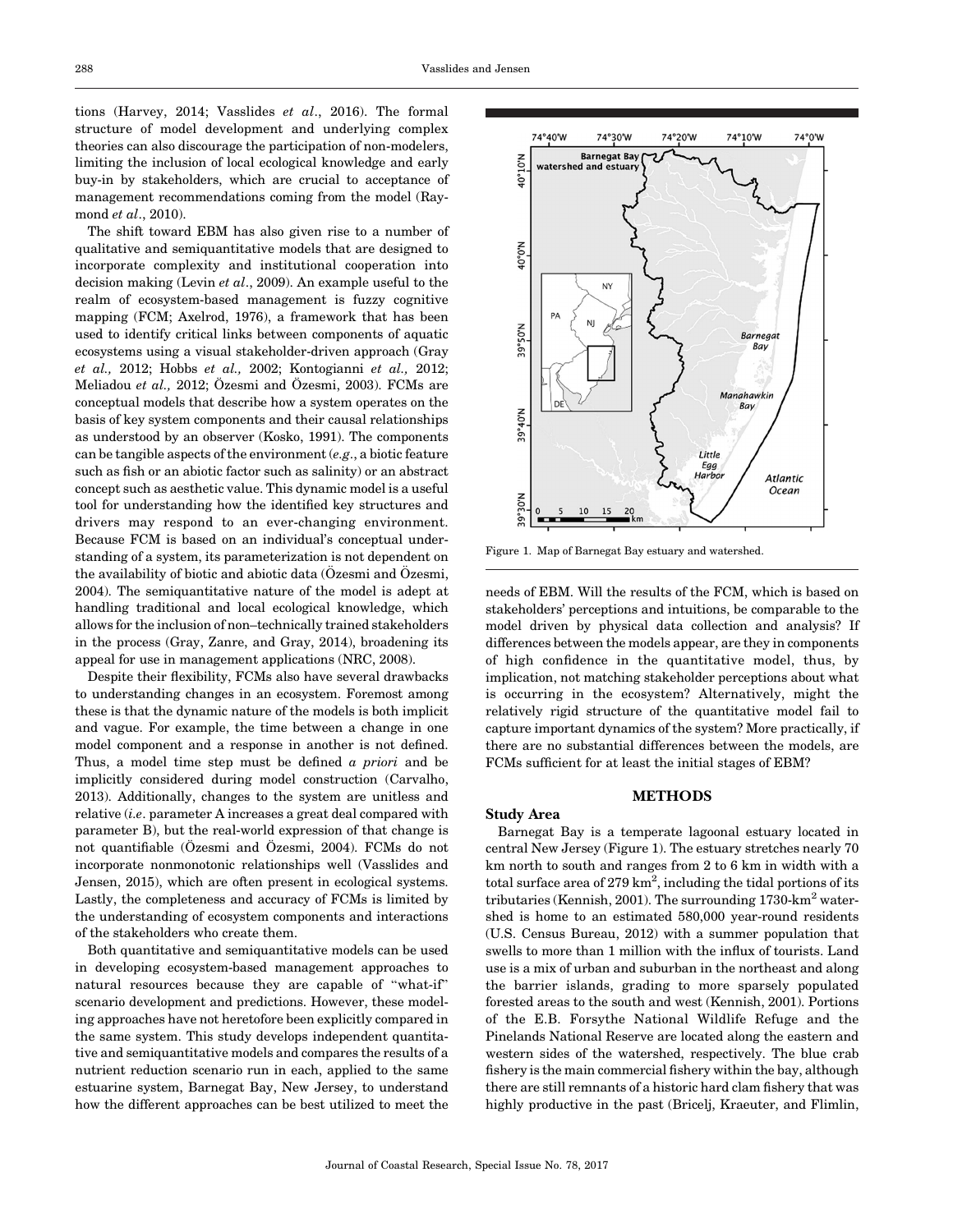tions (Harvey, 2014; Vasslides *et al*., 2016). The formal structure of model development and underlying complex theories can also discourage the participation of non-modelers, limiting the inclusion of local ecological knowledge and early buy-in by stakeholders, which are crucial to acceptance of management recommendations coming from the model (Raymond *et al*., 2010).

The shift toward EBM has also given rise to a number of qualitative and semiquantitative models that are designed to incorporate complexity and institutional cooperation into decision making (Levin *et al*., 2009). An example useful to the realm of ecosystem-based management is fuzzy cognitive mapping (FCM; Axelrod, 1976), a framework that has been used to identify critical links between components of aquatic ecosystems using a visual stakeholder-driven approach (Gray *et al.,* 2012; Hobbs *et al.,* 2002; Kontogianni *et al.,* 2012; Meliadou *et al.,* 2012; Özesmi and Özesmi, 2003). FCMs are conceptual models that describe how a system operates on the basis of key system components and their causal relationships as understood by an observer (Kosko, 1991). The components can be tangible aspects of the environment (*e.g*., a biotic feature such as fish or an abiotic factor such as salinity) or an abstract concept such as aesthetic value. This dynamic model is a useful tool for understanding how the identified key structures and drivers may respond to an ever-changing environment. Because FCM is based on an individual's conceptual understanding of a system, its parameterization is not dependent on the availability of biotic and abiotic data (Özesmi and Özesmi, 2004). The semiquantitative nature of the model is adept at handling traditional and local ecological knowledge, which allows for the inclusion of non–technically trained stakeholders in the process (Gray, Zanre, and Gray, 2014), broadening its appeal for use in management applications (NRC, 2008).

Despite their flexibility, FCMs also have several drawbacks to understanding changes in an ecosystem. Foremost among these is that the dynamic nature of the models is both implicit and vague. For example, the time between a change in one model component and a response in another is not defined. Thus, a model time step must be defined *a priori* and be implicitly considered during model construction (Carvalho, 2013). Additionally, changes to the system are unitless and relative (*i.e*. parameter A increases a great deal compared with parameter B), but the real-world expression of that change is not quantifiable (Özesmi and Özesmi, 2004). FCMs do not incorporate nonmonotonic relationships well (Vasslides and Jensen, 2015), which are often present in ecological systems. Lastly, the completeness and accuracy of FCMs is limited by the understanding of ecosystem components and interactions of the stakeholders who create them.

Both quantitative and semiquantitative models can be used in developing ecosystem-based management approaches to natural resources because they are capable of "what-if" scenario development and predictions. However, these modeling approaches have not heretofore been explicitly compared in the same system. This study develops independent quantitative and semiquantitative models and compares the results of a nutrient reduction scenario run in each, applied to the same estuarine system, Barnegat Bay, New Jersey, to understand how the different approaches can be best utilized to meet the needs of EBM. Will the results of the FCM, which is based on stakeholders' perceptions and intuitions, be comparable to the model driven by physical data collection and analysis? If differences between the models appear, are they in components of high confidence in the quantitative model, thus, by implication, not matching stakeholder perceptions about what is occurring in the ecosystem? Alternatively, might the relatively rigid structure of the quantitative model fail to capture important dynamics of the system? More practically, if there are no substantial differences between the models, are FCMs sufficient for at least the initial stages of EBM?

Figure 1. Map of Barnegat Bay estuary and watershed.

## METHODS

### Study Area

Barnegat Bay is a temperate lagoonal estuary located in central New Jersey (Figure 1). The estuary stretches nearly 70 km north to south and ranges from 2 to 6 km in width with a total surface area of 279 km$^2$, including the tidal portions of its tributaries (Kennish, 2001). The surrounding 1730-km$^2$ watershed is home to an estimated 580,000 year-round residents (U.S. Census Bureau, 2012) with a summer population that swells to more than 1 million with the influx of tourists. Land use is a mix of urban and suburban in the northeast and along the barrier islands, grading to more sparsely populated forested areas to the south and west (Kennish, 2001). Portions of the E.B. Forsythe National Wildlife Refuge and the Pinelands National Reserve are located along the eastern and western sides of the watershed, respectively. The blue crab fishery is the main commercial fishery within the bay, although there are still remnants of a historic hard clam fishery that was highly productive in the past (Bricelj, Kraeuter, and Flimlin,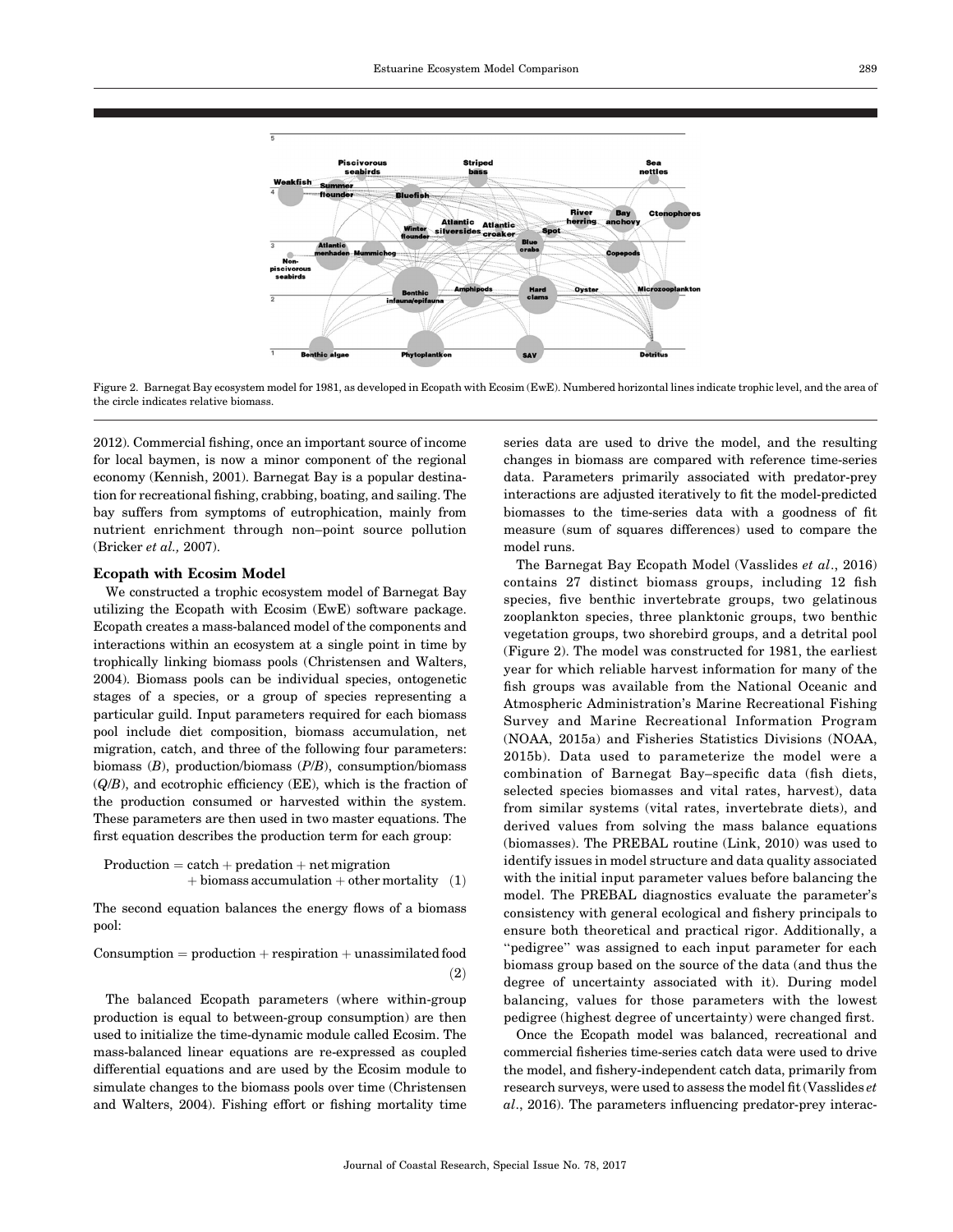Figure 2. Barnegat Bay ecosystem model for 1981, as developed in Ecopath with Ecosim (EwE). Numbered horizontal lines indicate trophic level, and the area of the circle indicates relative biomass.

2012). Commercial fishing, once an important source of income for local baymen, is now a minor component of the regional economy (Kennish, 2001). Barnegat Bay is a popular destination for recreational fishing, crabbing, boating, and sailing. The bay suffers from symptoms of eutrophication, mainly from nutrient enrichment through non–point source pollution (Bricker *et al.,* 2007).

### Ecopath with Ecosim Model

We constructed a trophic ecosystem model of Barnegat Bay utilizing the Ecopath with Ecosim (EwE) software package. Ecopath creates a mass-balanced model of the components and interactions within an ecosystem at a single point in time by trophically linking biomass pools (Christensen and Walters, 2004). Biomass pools can be individual species, ontogenetic stages of a species, or a group of species representing a particular guild. Input parameters required for each biomass pool include diet composition, biomass accumulation, net migration, catch, and three of the following four parameters: biomass (*B*), production/biomass (*P/B*), consumption/biomass (*Q/B*), and ecotrophic efficiency (EE), which is the fraction of the production consumed or harvested within the system. These parameters are then used in two master equations. The first equation describes the production term for each group:

$$\text{Production} = \text{catch} + \text{predation} + \text{net migration} + \text{biomass accumulation} + \text{other mortality} \quad (1)$$

The second equation balances the energy flows of a biomass pool:

$$\text{Consumption} = \text{production} + \text{respiration} + \text{unassimilated food} \quad (2)$$

The balanced Ecopath parameters (where within-group production is equal to between-group consumption) are then used to initialize the time-dynamic module called Ecosim. The mass-balanced linear equations are re-expressed as coupled differential equations and are used by the Ecosim module to simulate changes to the biomass pools over time (Christensen and Walters, 2004). Fishing effort or fishing mortality time series data are used to drive the model, and the resulting changes in biomass are compared with reference time-series data. Parameters primarily associated with predator-prey interactions are adjusted iteratively to fit the model-predicted biomasses to the time-series data with a goodness of fit measure (sum of squares differences) used to compare the model runs.

The Barnegat Bay Ecopath Model (Vasslides *et al*., 2016) contains 27 distinct biomass groups, including 12 fish species, five benthic invertebrate groups, two gelatinous zooplankton species, three planktonic groups, two benthic vegetation groups, two shorebird groups, and a detrital pool (Figure 2). The model was constructed for 1981, the earliest year for which reliable harvest information for many of the fish groups was available from the National Oceanic and Atmospheric Administration's Marine Recreational Fishing Survey and Marine Recreational Information Program (NOAA, 2015a) and Fisheries Statistics Divisions (NOAA, 2015b). Data used to parameterize the model were a combination of Barnegat Bay–specific data (fish diets, selected species biomasses and vital rates, harvest), data from similar systems (vital rates, invertebrate diets), and derived values from solving the mass balance equations (biomasses). The PREBAL routine (Link, 2010) was used to identify issues in model structure and data quality associated with the initial input parameter values before balancing the model. The PREBAL diagnostics evaluate the parameter's consistency with general ecological and fishery principals to ensure both theoretical and practical rigor. Additionally, a "pedigree" was assigned to each input parameter for each biomass group based on the source of the data (and thus the degree of uncertainty associated with it). During model balancing, values for those parameters with the lowest pedigree (highest degree of uncertainty) were changed first.

Once the Ecopath model was balanced, recreational and commercial fisheries time-series catch data were used to drive the model, and fishery-independent catch data, primarily from research surveys, were used to assess the model fit (Vasslides *et al*., 2016). The parameters influencing predator-prey interac-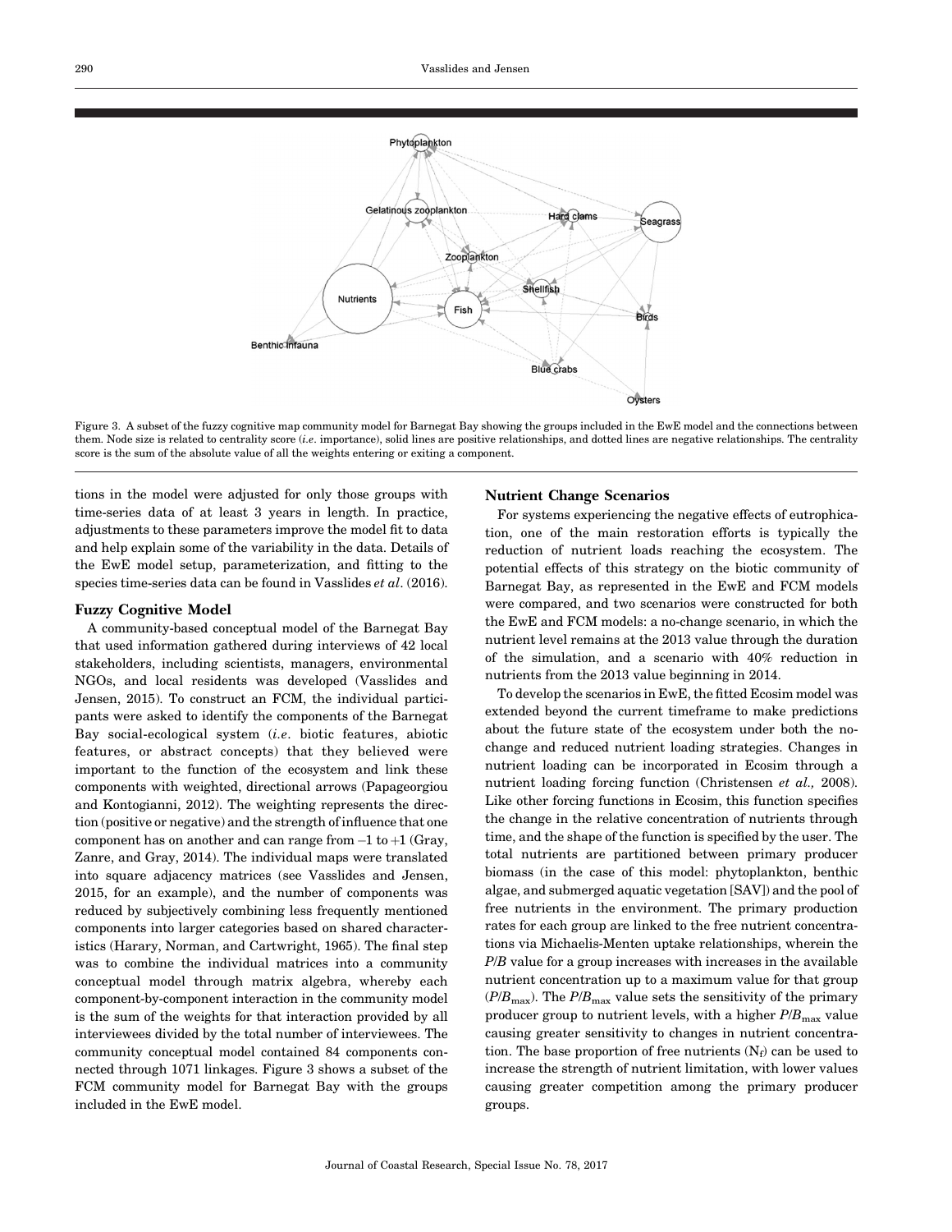Figure 3. A subset of the fuzzy cognitive map community model for Barnegat Bay showing the groups included in the EwE model and the connections between them. Node size is related to centrality score (*i.e.* importance), solid lines are positive relationships, and dotted lines are negative relationships. The centrality score is the sum of the absolute value of all the weights entering or exiting a component.

tions in the model were adjusted for only those groups with time-series data of at least 3 years in length. In practice, adjustments to these parameters improve the model fit to data and help explain some of the variability in the data. Details of the EwE model setup, parameterization, and fitting to the species time-series data can be found in Vasslides *et al*. (2016).

### Fuzzy Cognitive Model

A community-based conceptual model of the Barnegat Bay that used information gathered during interviews of 42 local stakeholders, including scientists, managers, environmental NGOs, and local residents was developed (Vasslides and Jensen, 2015). To construct an FCM, the individual participants were asked to identify the components of the Barnegat Bay social-ecological system (*i.e.* biotic features, abiotic features, or abstract concepts) that they believed were important to the function of the ecosystem and link these components with weighted, directional arrows (Papageorgiou and Kontogianni, 2012). The weighting represents the direction (positive or negative) and the strength of influence that one component has on another and can range from –1 to +1 (Gray, Zanre, and Gray, 2014). The individual maps were translated into square adjacency matrices (see Vasslides and Jensen, 2015, for an example), and the number of components was reduced by subjectively combining less frequently mentioned components into larger categories based on shared characteristics (Harary, Norman, and Cartwright, 1965). The final step was to combine the individual matrices into a community conceptual model through matrix algebra, whereby each component-by-component interaction in the community model is the sum of the weights for that interaction provided by all interviewees divided by the total number of interviewees. The community conceptual model contained 84 components connected through 1071 linkages. Figure 3 shows a subset of the FCM community model for Barnegat Bay with the groups included in the EwE model.

### Nutrient Change Scenarios

For systems experiencing the negative effects of eutrophication, one of the main restoration efforts is typically the reduction of nutrient loads reaching the ecosystem. The potential effects of this strategy on the biotic community of Barnegat Bay, as represented in the EwE and FCM models were compared, and two scenarios were constructed for both the EwE and FCM models: a no-change scenario, in which the nutrient level remains at the 2013 value through the duration of the simulation, and a scenario with 40% reduction in nutrients from the 2013 value beginning in 2014.

To develop the scenarios in EwE, the fitted Ecosim model was extended beyond the current timeframe to make predictions about the future state of the ecosystem under both the no-change and reduced nutrient loading strategies. Changes in nutrient loading can be incorporated in Ecosim through a nutrient loading forcing function (Christensen *et al.,* 2008). Like other forcing functions in Ecosim, this function specifies the change in the relative concentration of nutrients through time, and the shape of the function is specified by the user. The total nutrients are partitioned between primary producer biomass (in the case of this model: phytoplankton, benthic algae, and submerged aquatic vegetation [SAV]) and the pool of free nutrients in the environment. The primary production rates for each group are linked to the free nutrient concentrations via Michaelis-Menten uptake relationships, wherein the *P*/*B* value for a group increases with increases in the available nutrient concentration up to a maximum value for that group ($P/B_{max}$). The $P/B_{max}$ value sets the sensitivity of the primary producer group to nutrient levels, with a higher $P/B_{max}$ value causing greater sensitivity to changes in nutrient concentration. The base proportion of free nutrients ($N_f$) can be used to increase the strength of nutrient limitation, with lower values causing greater competition among the primary producer groups.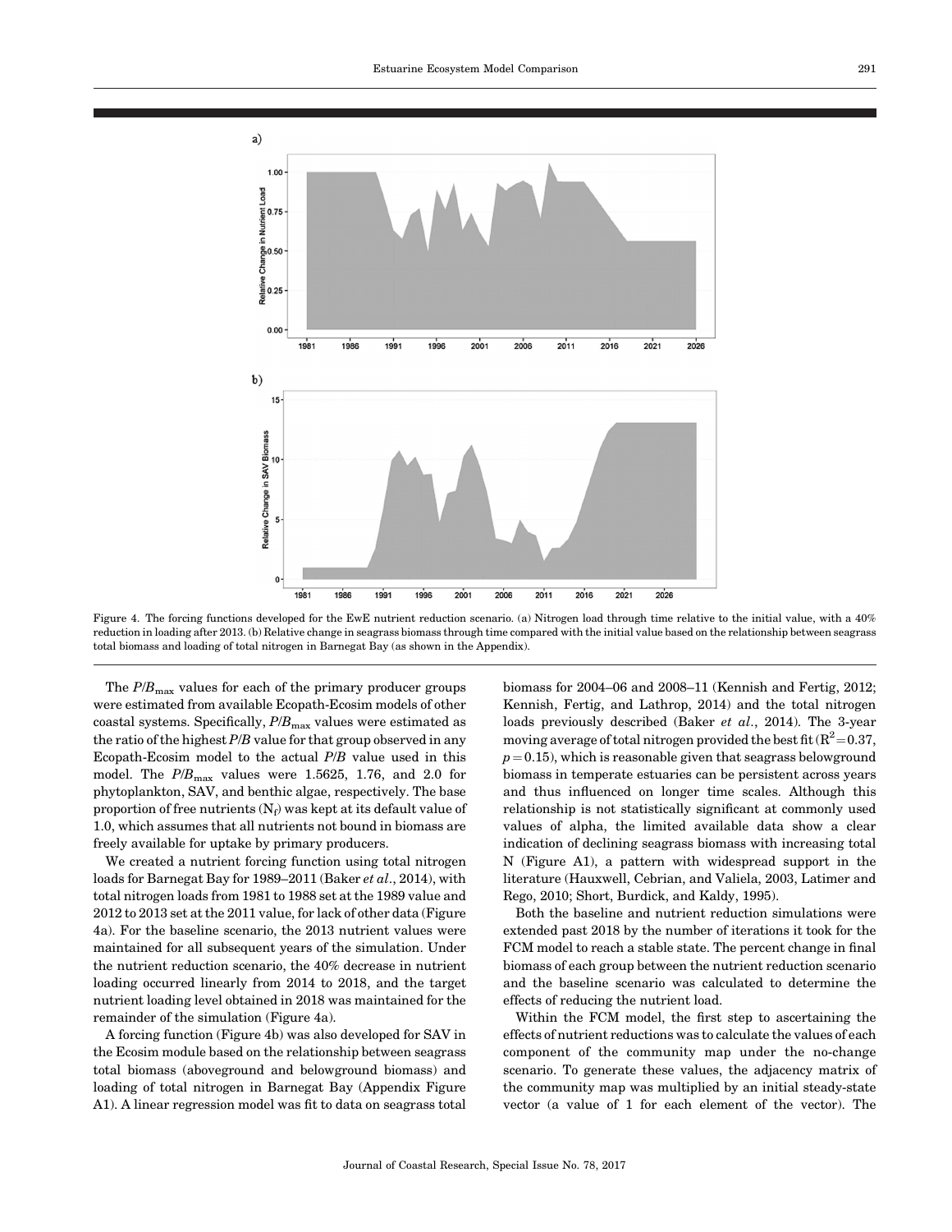Figure 4. The forcing functions developed for the EwE nutrient reduction scenario. (a) Nitrogen load through time relative to the initial value, with a 40% reduction in loading after 2013. (b) Relative change in seagrass biomass through time compared with the initial value based on the relationship between seagrass total biomass and loading of total nitrogen in Barnegat Bay (as shown in the Appendix).

The $P/B_{max}$ values for each of the primary producer groups were estimated from available Ecopath-Ecosim models of other coastal systems. Specifically, $P/B_{max}$ values were estimated as the ratio of the highest $P/B$ value for that group observed in any Ecopath-Ecosim model to the actual $P/B$ value used in this model. The $P/B_{max}$ values were 1.5625, 1.76, and 2.0 for phytoplankton, SAV, and benthic algae, respectively. The base proportion of free nutrients ($N_f$) was kept at its default value of 1.0, which assumes that all nutrients not bound in biomass are freely available for uptake by primary producers.

We created a nutrient forcing function using total nitrogen loads for Barnegat Bay for 1989–2011 (Baker *et al.*, 2014), with total nitrogen loads from 1981 to 1988 set at the 1989 value and 2012 to 2013 set at the 2011 value, for lack of other data (Figure 4a). For the baseline scenario, the 2013 nutrient values were maintained for all subsequent years of the simulation. Under the nutrient reduction scenario, the 40% decrease in nutrient loading occurred linearly from 2014 to 2018, and the target nutrient loading level obtained in 2018 was maintained for the remainder of the simulation (Figure 4a).

A forcing function (Figure 4b) was also developed for SAV in the Ecosim module based on the relationship between seagrass total biomass (aboveground and belowground biomass) and loading of total nitrogen in Barnegat Bay (Appendix Figure A1). A linear regression model was fit to data on seagrass total biomass for 2004–06 and 2008–11 (Kennish and Fertig, 2012; Kennish, Fertig, and Lathrop, 2014) and the total nitrogen loads previously described (Baker *et al.*, 2014). The 3-year moving average of total nitrogen provided the best fit ($R^2 = 0.37$, $p = 0.15$), which is reasonable given that seagrass belowground biomass in temperate estuaries can be persistent across years and thus influenced on longer time scales. Although this relationship is not statistically significant at commonly used values of alpha, the limited available data show a clear indication of declining seagrass biomass with increasing total N (Figure A1), a pattern with widespread support in the literature (Hauxwell, Cebrian, and Valiela, 2003, Latimer and Rego, 2010; Short, Burdick, and Kaldy, 1995).

Both the baseline and nutrient reduction simulations were extended past 2018 by the number of iterations it took for the FCM model to reach a stable state. The percent change in final biomass of each group between the nutrient reduction scenario and the baseline scenario was calculated to determine the effects of reducing the nutrient load.

Within the FCM model, the first step to ascertaining the effects of nutrient reductions was to calculate the values of each component of the community map under the no-change scenario. To generate these values, the adjacency matrix of the community map was multiplied by an initial steady-state vector (a value of 1 for each element of the vector). The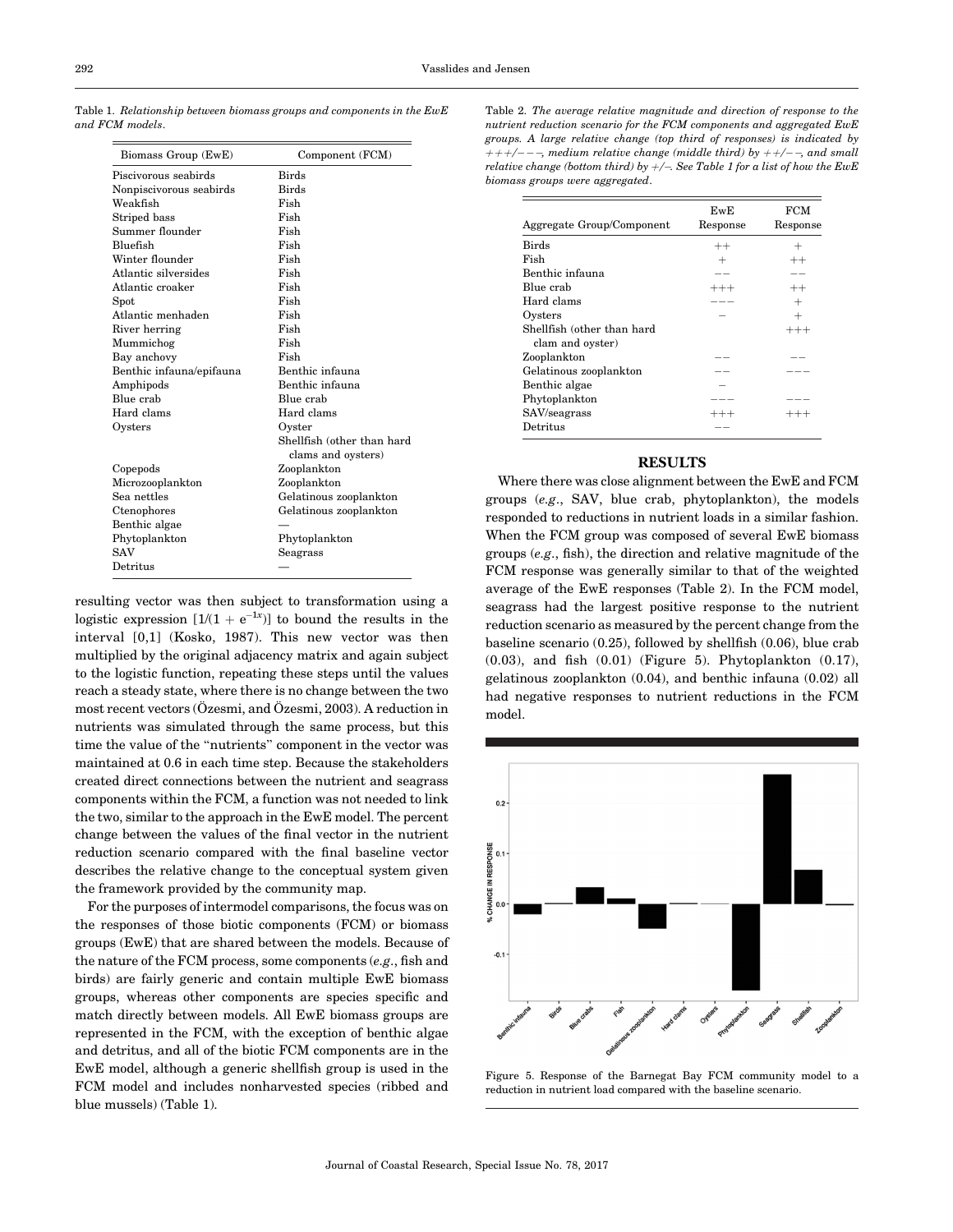Table 1. *Relationship between biomass groups and components in the EwE and FCM models.*

| Biomass Group (EwE) | Component (FCM) |
|---|---|
| Piscivorous seabirds | Birds |
| Nonpiscivorous seabirds | Birds |
| Weakfish | Fish |
| Striped bass | Fish |
| Summer flounder | Fish |
| Bluefish | Fish |
| Winter flounder | Fish |
| Atlantic silversides | Fish |
| Atlantic croaker | Fish |
| Spot | Fish |
| Atlantic menhaden | Fish |
| River herring | Fish |
| Mummichog | Fish |
| Bay anchovy | Fish |
| Benthic infauna/epifauna | Benthic infauna |
| Amphipods | Benthic infauna |
| Blue crab | Blue crab |
| Hard clams | Hard clams |
| Oysters | Oyster |
| | Shellfish (other than hard clams and oysters) |
| Copepods | Zooplankton |
| Microzooplankton | Zooplankton |
| Sea nettles | Gelatinous zooplankton |
| Ctenophores | Gelatinous zooplankton |
| Benthic algae | — |
| Phytoplankton | Phytoplankton |
| SAV | Seagrass |
| Detritus | — |

resulting vector was then subject to transformation using a logistic expression $[1/(1 + e^{-1x})]$ to bound the results in the interval [0,1] (Kosko, 1987). This new vector was then multiplied by the original adjacency matrix and again subject to the logistic function, repeating these steps until the values reach a steady state, where there is no change between the two most recent vectors (Özesmi, and Özesmi, 2003). A reduction in nutrients was simulated through the same process, but this time the value of the "nutrients" component in the vector was maintained at 0.6 in each time step. Because the stakeholders created direct connections between the nutrient and seagrass components within the FCM, a function was not needed to link the two, similar to the approach in the EwE model. The percent change between the values of the final vector in the nutrient reduction scenario compared with the final baseline vector describes the relative change to the conceptual system given the framework provided by the community map.

For the purposes of intermodel comparisons, the focus was on the responses of those biotic components (FCM) or biomass groups (EwE) that are shared between the models. Because of the nature of the FCM process, some components (*e.g.*, fish and birds) are fairly generic and contain multiple EwE biomass groups, whereas other components are species specific and match directly between models. All EwE biomass groups are represented in the FCM, with the exception of benthic algae and detritus, and all of the biotic FCM components are in the EwE model, although a generic shellfish group is used in the FCM model and includes nonharvested species (ribbed and blue mussels) (Table 1).

Table 2. *The average relative magnitude and direction of response to the nutrient reduction scenario for the FCM components and aggregated EwE groups. A large relative change (top third of responses) is indicated by +++/− − −, medium relative change (middle third) by ++/− −, and small relative change (bottom third) by +/−. See Table 1 for a list of how the EwE biomass groups were aggregated.*

| Aggregate Group/Component | EwE Response | FCM Response |
|---|---|---|
| Birds | ++ | + |
| Fish | + | ++ |
| Benthic infauna | −− | −− |
| Blue crab | +++ | ++ |
| Hard clams | −−− | + |
| Oysters | − | + |
| Shellfish (other than hard clam and oyster) | | +++ |
| Zooplankton | −− | −− |
| Gelatinous zooplankton | −− | −−− |
| Benthic algae | − | |
| Phytoplankton | −−− | −−− |
| SAV/seagrass | +++ | +++ |
| Detritus | −− | |

## RESULTS

Where there was close alignment between the EwE and FCM groups (*e.g.*, SAV, blue crab, phytoplankton), the models responded to reductions in nutrient loads in a similar fashion. When the FCM group was composed of several EwE biomass groups (*e.g.*, fish), the direction and relative magnitude of the FCM response was generally similar to that of the weighted average of the EwE responses (Table 2). In the FCM model, seagrass had the largest positive response to the nutrient reduction scenario as measured by the percent change from the baseline scenario (0.25), followed by shellfish (0.06), blue crab (0.03), and fish (0.01) (Figure 5). Phytoplankton (0.17), gelatinous zooplankton (0.04), and benthic infauna (0.02) all had negative responses to nutrient reductions in the FCM model.

Figure 5. Response of the Barnegat Bay FCM community model to a reduction in nutrient load compared with the baseline scenario.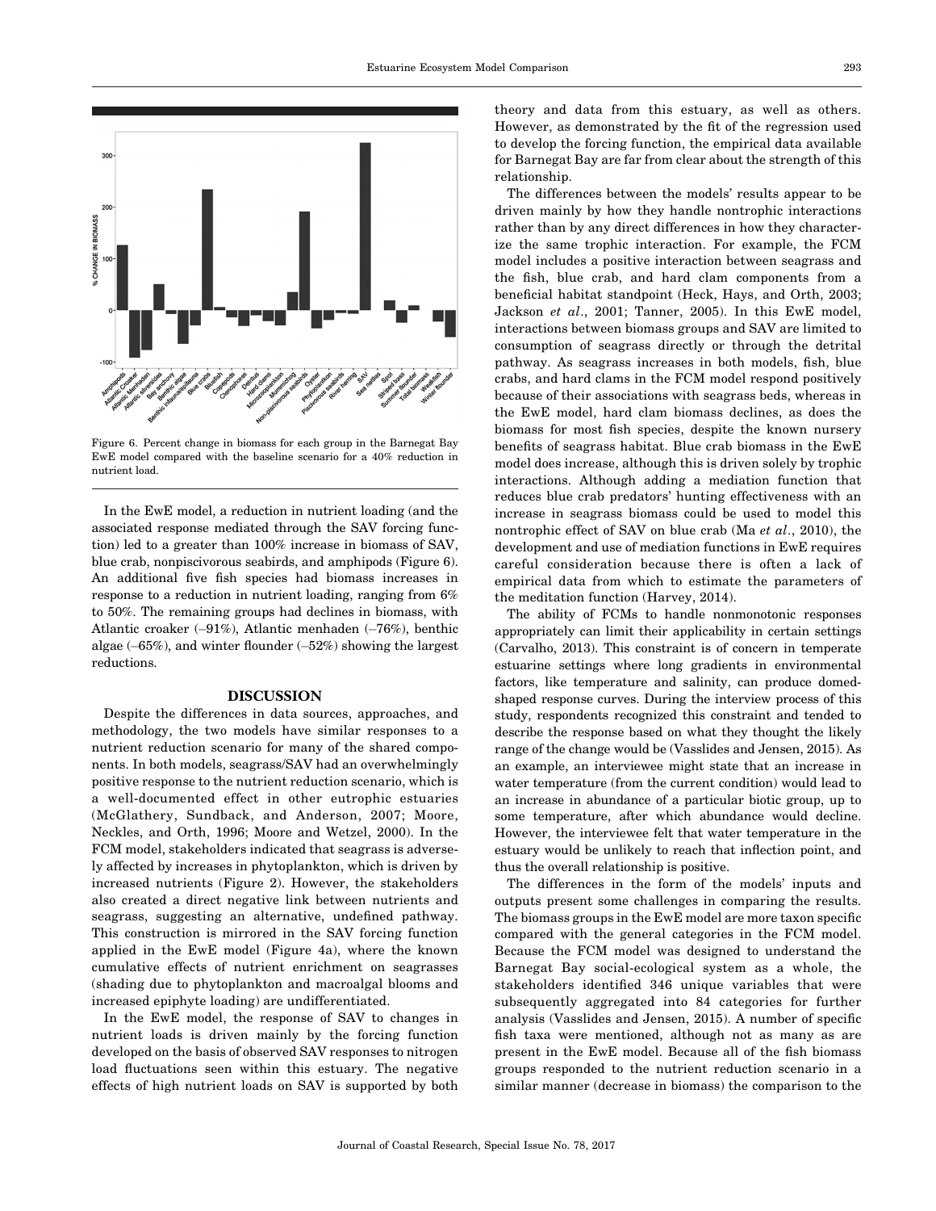Figure 6. Percent change in biomass for each group in the Barnegat Bay EwE model compared with the baseline scenario for a 40% reduction in nutrient load.

In the EwE model, a reduction in nutrient loading (and the associated response mediated through the SAV forcing function) led to a greater than 100% increase in biomass of SAV, blue crab, nonpiscivorous seabirds, and amphipods (Figure 6). An additional five fish species had biomass increases in response to a reduction in nutrient loading, ranging from 6% to 50%. The remaining groups had declines in biomass, with Atlantic croaker (–91%), Atlantic menhaden (–76%), benthic algae (–65%), and winter flounder (–52%) showing the largest reductions.

## DISCUSSION

Despite the differences in data sources, approaches, and methodology, the two models have similar responses to a nutrient reduction scenario for many of the shared components. In both models, seagrass/SAV had an overwhelmingly positive response to the nutrient reduction scenario, which is a well-documented effect in other eutrophic estuaries (McGlathery, Sundback, and Anderson, 2007; Moore, Neckles, and Orth, 1996; Moore and Wetzel, 2000). In the FCM model, stakeholders indicated that seagrass is adversely affected by increases in phytoplankton, which is driven by increased nutrients (Figure 2). However, the stakeholders also created a direct negative link between nutrients and seagrass, suggesting an alternative, undefined pathway. This construction is mirrored in the SAV forcing function applied in the EwE model (Figure 4a), where the known cumulative effects of nutrient enrichment on seagrasses (shading due to phytoplankton and macroalgal blooms and increased epiphyte loading) are undifferentiated.

In the EwE model, the response of SAV to changes in nutrient loads is driven mainly by the forcing function developed on the basis of observed SAV responses to nitrogen load fluctuations seen within this estuary. The negative effects of high nutrient loads on SAV is supported by both theory and data from this estuary, as well as others. However, as demonstrated by the fit of the regression used to develop the forcing function, the empirical data available for Barnegat Bay are far from clear about the strength of this relationship.

The differences between the models' results appear to be driven mainly by how they handle nontrophic interactions rather than by any direct differences in how they characterize the same trophic interaction. For example, the FCM model includes a positive interaction between seagrass and the fish, blue crab, and hard clam components from a beneficial habitat standpoint (Heck, Hays, and Orth, 2003; Jackson *et al*., 2001; Tanner, 2005). In this EwE model, interactions between biomass groups and SAV are limited to consumption of seagrass directly or through the detrital pathway. As seagrass increases in both models, fish, blue crabs, and hard clams in the FCM model respond positively because of their associations with seagrass beds, whereas in the EwE model, hard clam biomass declines, as does the biomass for most fish species, despite the known nursery benefits of seagrass habitat. Blue crab biomass in the EwE model does increase, although this is driven solely by trophic interactions. Although adding a mediation function that reduces blue crab predators' hunting effectiveness with an increase in seagrass biomass could be used to model this nontrophic effect of SAV on blue crab (Ma *et al*., 2010), the development and use of mediation functions in EwE requires careful consideration because there is often a lack of empirical data from which to estimate the parameters of the meditation function (Harvey, 2014).

The ability of FCMs to handle nonmonotonic responses appropriately can limit their applicability in certain settings (Carvalho, 2013). This constraint is of concern in temperate estuarine settings where long gradients in environmental factors, like temperature and salinity, can produce domed-shaped response curves. During the interview process of this study, respondents recognized this constraint and tended to describe the response based on what they thought the likely range of the change would be (Vasslides and Jensen, 2015). As an example, an interviewee might state that an increase in water temperature (from the current condition) would lead to an increase in abundance of a particular biotic group, up to some temperature, after which abundance would decline. However, the interviewee felt that water temperature in the estuary would be unlikely to reach that inflection point, and thus the overall relationship is positive.

The differences in the form of the models' inputs and outputs present some challenges in comparing the results. The biomass groups in the EwE model are more taxon specific compared with the general categories in the FCM model. Because the FCM model was designed to understand the Barnegat Bay social-ecological system as a whole, the stakeholders identified 346 unique variables that were subsequently aggregated into 84 categories for further analysis (Vasslides and Jensen, 2015). A number of specific fish taxa were mentioned, although not as many as are present in the EwE model. Because all of the fish biomass groups responded to the nutrient reduction scenario in a similar manner (decrease in biomass) the comparison to the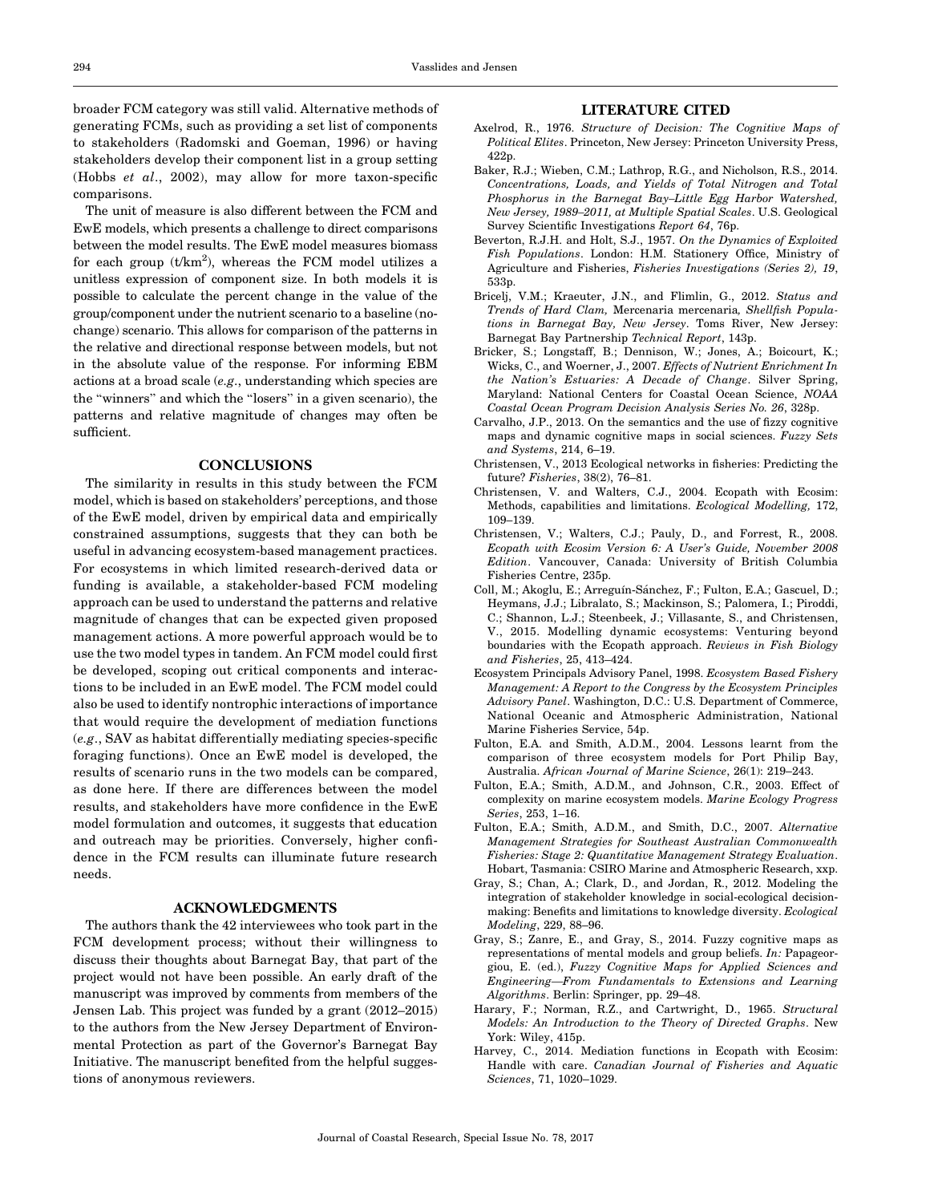broader FCM category was still valid. Alternative methods of generating FCMs, such as providing a set list of components to stakeholders (Radomski and Goeman, 1996) or having stakeholders develop their component list in a group setting (Hobbs *et al*., 2002), may allow for more taxon-specific comparisons.

The unit of measure is also different between the FCM and EwE models, which presents a challenge to direct comparisons between the model results. The EwE model measures biomass for each group (t/km$^2$), whereas the FCM model utilizes a unitless expression of component size. In both models it is possible to calculate the percent change in the value of the group/component under the nutrient scenario to a baseline (no-change) scenario. This allows for comparison of the patterns in the relative and directional response between models, but not in the absolute value of the response. For informing EBM actions at a broad scale (*e.g*., understanding which species are the "winners" and which the "losers" in a given scenario), the patterns and relative magnitude of changes may often be sufficient.

## CONCLUSIONS

The similarity in results in this study between the FCM model, which is based on stakeholders' perceptions, and those of the EwE model, driven by empirical data and empirically constrained assumptions, suggests that they can both be useful in advancing ecosystem-based management practices. For ecosystems in which limited research-derived data or funding is available, a stakeholder-based FCM modeling approach can be used to understand the patterns and relative magnitude of changes that can be expected given proposed management actions. A more powerful approach would be to use the two model types in tandem. An FCM model could first be developed, scoping out critical components and interactions to be included in an EwE model. The FCM model could also be used to identify nontrophic interactions of importance that would require the development of mediation functions (*e.g*., SAV as habitat differentially mediating species-specific foraging functions). Once an EwE model is developed, the results of scenario runs in the two models can be compared, as done here. If there are differences between the model results, and stakeholders have more confidence in the EwE model formulation and outcomes, it suggests that education and outreach may be priorities. Conversely, higher confidence in the FCM results can illuminate future research needs.

## ACKNOWLEDGMENTS

The authors thank the 42 interviewees who took part in the FCM development process; without their willingness to discuss their thoughts about Barnegat Bay, that part of the project would not have been possible. An early draft of the manuscript was improved by comments from members of the Jensen Lab. This project was funded by a grant (2012–2015) to the authors from the New Jersey Department of Environmental Protection as part of the Governor's Barnegat Bay Initiative. The manuscript benefited from the helpful suggestions of anonymous reviewers.

## LITERATURE CITED

Axelrod, R., 1976. *Structure of Decision: The Cognitive Maps of Political Elites*. Princeton, New Jersey: Princeton University Press, 422p.

Baker, R.J.; Wieben, C.M.; Lathrop, R.G., and Nicholson, R.S., 2014. *Concentrations, Loads, and Yields of Total Nitrogen and Total Phosphorus in the Barnegat Bay–Little Egg Harbor Watershed, New Jersey, 1989–2011, at Multiple Spatial Scales*. U.S. Geological Survey Scientific Investigations *Report 64*, 76p.

Beverton, R.J.H. and Holt, S.J., 1957. *On the Dynamics of Exploited Fish Populations*. London: H.M. Stationery Office, Ministry of Agriculture and Fisheries, *Fisheries Investigations (Series 2), 19*, 533p.

Bricelj, V.M.; Kraeuter, J.N., and Flimlin, G., 2012. *Status and Trends of Hard Clam,* Mercenaria mercenaria*, Shellfish Populations in Barnegat Bay, New Jersey*. Toms River, New Jersey: Barnegat Bay Partnership *Technical Report*, 143p.

Bricker, S.; Longstaff, B.; Dennison, W.; Jones, A.; Boicourt, K.; Wicks, C., and Woerner, J., 2007. *Effects of Nutrient Enrichment In the Nation's Estuaries: A Decade of Change*. Silver Spring, Maryland: National Centers for Coastal Ocean Science, *NOAA Coastal Ocean Program Decision Analysis Series No. 26*, 328p.

Carvalho, J.P., 2013. On the semantics and the use of fizzy cognitive maps and dynamic cognitive maps in social sciences. *Fuzzy Sets and Systems*, 214, 6–19.

Christensen, V., 2013 Ecological networks in fisheries: Predicting the future? *Fisheries*, 38(2), 76–81.

Christensen, V. and Walters, C.J., 2004. Ecopath with Ecosim: Methods, capabilities and limitations. *Ecological Modelling,* 172, 109–139.

Christensen, V.; Walters, C.J.; Pauly, D., and Forrest, R., 2008. *Ecopath with Ecosim Version 6: A User's Guide, November 2008 Edition*. Vancouver, Canada: University of British Columbia Fisheries Centre, 235p.

Coll, M.; Akoglu, E.; Arreguín-Sánchez, F.; Fulton, E.A.; Gascuel, D.; Heymans, J.J.; Libralato, S.; Mackinson, S.; Palomera, I.; Piroddi, C.; Shannon, L.J.; Steenbeek, J.; Villasante, S., and Christensen, V., 2015. Modelling dynamic ecosystems: Venturing beyond boundaries with the Ecopath approach. *Reviews in Fish Biology and Fisheries*, 25, 413–424.

Ecosystem Principals Advisory Panel, 1998. *Ecosystem Based Fishery Management: A Report to the Congress by the Ecosystem Principles Advisory Panel*. Washington, D.C.: U.S. Department of Commerce, National Oceanic and Atmospheric Administration, National Marine Fisheries Service, 54p.

Fulton, E.A. and Smith, A.D.M., 2004. Lessons learnt from the comparison of three ecosystem models for Port Philip Bay, Australia. *African Journal of Marine Science*, 26(1): 219–243.

Fulton, E.A.; Smith, A.D.M., and Johnson, C.R., 2003. Effect of complexity on marine ecosystem models. *Marine Ecology Progress Series*, 253, 1–16.

Fulton, E.A.; Smith, A.D.M., and Smith, D.C., 2007. *Alternative Management Strategies for Southeast Australian Commonwealth Fisheries: Stage 2: Quantitative Management Strategy Evaluation*. Hobart, Tasmania: CSIRO Marine and Atmospheric Research, xxp.

Gray, S.; Chan, A.; Clark, D., and Jordan, R., 2012. Modeling the integration of stakeholder knowledge in social-ecological decision-making: Benefits and limitations to knowledge diversity. *Ecological Modeling*, 229, 88–96.

Gray, S.; Zanre, E., and Gray, S., 2014. Fuzzy cognitive maps as representations of mental models and group beliefs. *In:* Papageorgiou, E. (ed.), *Fuzzy Cognitive Maps for Applied Sciences and Engineering—From Fundamentals to Extensions and Learning Algorithms*. Berlin: Springer, pp. 29–48.

Harary, F.; Norman, R.Z., and Cartwright, D., 1965. *Structural Models: An Introduction to the Theory of Directed Graphs*. New York: Wiley, 415p.

Harvey, C., 2014. Mediation functions in Ecopath with Ecosim: Handle with care. *Canadian Journal of Fisheries and Aquatic Sciences*, 71, 1020–1029.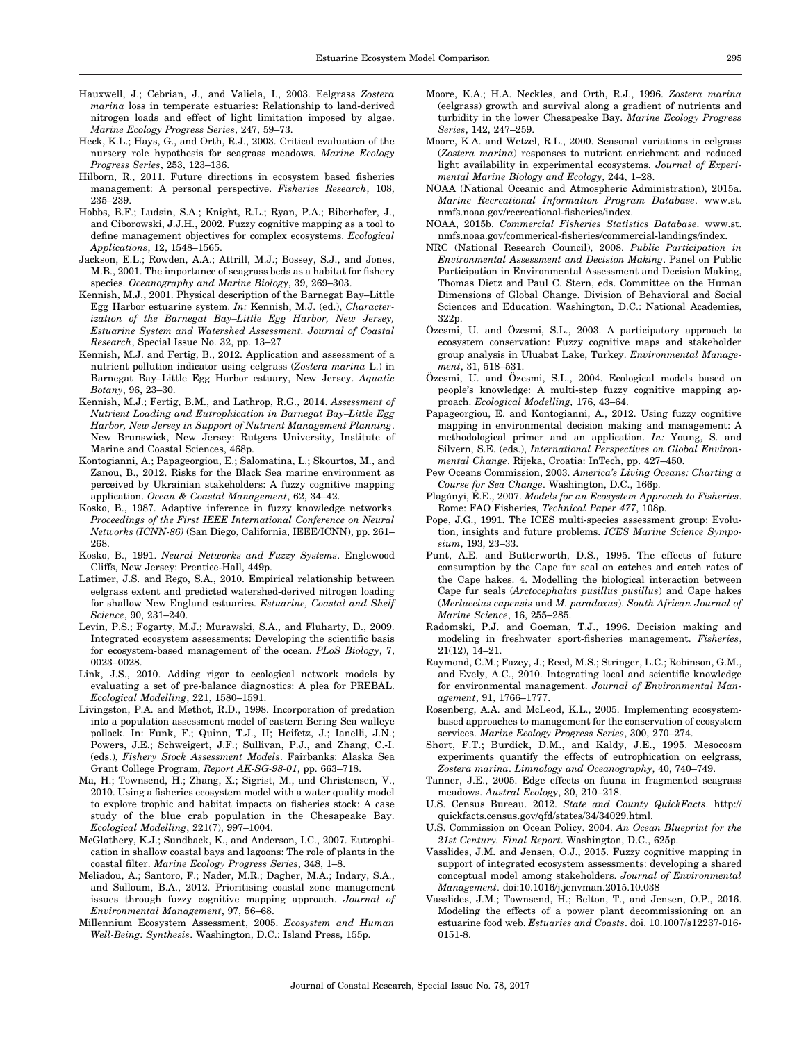Hauxwell, J.; Cebrian, J., and Valiela, I., 2003. Eelgrass *Zostera marina* loss in temperate estuaries: Relationship to land-derived nitrogen loads and effect of light limitation imposed by algae. *Marine Ecology Progress Series*, 247, 59–73.

Heck, K.L.; Hays, G., and Orth, R.J., 2003. Critical evaluation of the nursery role hypothesis for seagrass meadows. *Marine Ecology Progress Series*, 253, 123–136.

Hilborn, R., 2011. Future directions in ecosystem based fisheries management: A personal perspective. *Fisheries Research*, 108, 235–239.

Hobbs, B.F.; Ludsin, S.A.; Knight, R.L.; Ryan, P.A.; Biberhofer, J., and Ciborowski, J.J.H., 2002. Fuzzy cognitive mapping as a tool to define management objectives for complex ecosystems. *Ecological Applications*, 12, 1548–1565.

Jackson, E.L.; Rowden, A.A.; Attrill, M.J.; Bossey, S.J., and Jones, M.B., 2001. The importance of seagrass beds as a habitat for fishery species. *Oceanography and Marine Biology*, 39, 269–303.

Kennish, M.J., 2001. Physical description of the Barnegat Bay–Little Egg Harbor estuarine system. *In:* Kennish, M.J. (ed.), *Characterization of the Barnegat Bay–Little Egg Harbor, New Jersey, Estuarine System and Watershed Assessment. Journal of Coastal Research*, Special Issue No. 32, pp. 13–27

Kennish, M.J. and Fertig, B., 2012. Application and assessment of a nutrient pollution indicator using eelgrass (*Zostera marina* L.) in Barnegat Bay–Little Egg Harbor estuary, New Jersey. *Aquatic Botany*, 96, 23–30.

Kennish, M.J.; Fertig, B.M., and Lathrop, R.G., 2014. *Assessment of Nutrient Loading and Eutrophication in Barnegat Bay–Little Egg Harbor, New Jersey in Support of Nutrient Management Planning*. New Brunswick, New Jersey: Rutgers University, Institute of Marine and Coastal Sciences, 468p.

Kontogianni, A.; Papageorgiou, E.; Salomatina, L.; Skourtos, M., and Zanou, B., 2012. Risks for the Black Sea marine environment as perceived by Ukrainian stakeholders: A fuzzy cognitive mapping application. *Ocean & Coastal Management*, 62, 34–42.

Kosko, B., 1987. Adaptive inference in fuzzy knowledge networks. *Proceedings of the First IEEE International Conference on Neural Networks (ICNN-86)* (San Diego, California, IEEE/ICNN), pp. 261–268.

Kosko, B., 1991. *Neural Networks and Fuzzy Systems*. Englewood Cliffs, New Jersey: Prentice-Hall, 449p.

Latimer, J.S. and Rego, S.A., 2010. Empirical relationship between eelgrass extent and predicted watershed-derived nitrogen loading for shallow New England estuaries. *Estuarine, Coastal and Shelf Science*, 90, 231–240.

Levin, P.S.; Fogarty, M.J.; Murawski, S.A., and Fluharty, D., 2009. Integrated ecosystem assessments: Developing the scientific basis for ecosystem-based management of the ocean. *PLoS Biology*, 7, 0023–0028.

Link, J.S., 2010. Adding rigor to ecological network models by evaluating a set of pre-balance diagnostics: A plea for PREBAL. *Ecological Modelling*, 221, 1580–1591.

Livingston, P.A. and Methot, R.D., 1998. Incorporation of predation into a population assessment model of eastern Bering Sea walleye pollock. In: Funk, F.; Quinn, T.J., II; Heifetz, J.; Ianelli, J.N.; Powers, J.E.; Schweigert, J.F.; Sullivan, P.J., and Zhang, C.-I. (eds.), *Fishery Stock Assessment Models*. Fairbanks: Alaska Sea Grant College Program, *Report AK-SG-98-01*, pp. 663–718.

Ma, H.; Townsend, H.; Zhang, X.; Sigrist, M., and Christensen, V., 2010. Using a fisheries ecosystem model with a water quality model to explore trophic and habitat impacts on fisheries stock: A case study of the blue crab population in the Chesapeake Bay. *Ecological Modelling*, 221(7), 997–1004.

McGlathery, K.J.; Sundback, K., and Anderson, I.C., 2007. Eutrophication in shallow coastal bays and lagoons: The role of plants in the coastal filter. *Marine Ecology Progress Series*, 348, 1–8.

Meliadou, A.; Santoro, F.; Nader, M.R.; Dagher, M.A.; Indary, S.A., and Salloum, B.A., 2012. Prioritising coastal zone management issues through fuzzy cognitive mapping approach. *Journal of Environmental Management*, 97, 56–68.

Millennium Ecosystem Assessment, 2005. *Ecosystem and Human Well-Being: Synthesis*. Washington, D.C.: Island Press, 155p.

Moore, K.A.; H.A. Neckles, and Orth, R.J., 1996. *Zostera marina* (eelgrass) growth and survival along a gradient of nutrients and turbidity in the lower Chesapeake Bay. *Marine Ecology Progress Series*, 142, 247–259.

Moore, K.A. and Wetzel, R.L., 2000. Seasonal variations in eelgrass (*Zostera marina*) responses to nutrient enrichment and reduced light availability in experimental ecosystems. *Journal of Experimental Marine Biology and Ecology*, 244, 1–28.

NOAA (National Oceanic and Atmospheric Administration), 2015a. *Marine Recreational Information Program Database*. www.st.nmfs.noaa.gov/recreational-fisheries/index.

NOAA, 2015b. *Commercial Fisheries Statistics Database*. www.st.nmfs.noaa.gov/commerical-fisheries/commercial-landings/index.

NRC (National Research Council), 2008. *Public Participation in Environmental Assessment and Decision Making*. Panel on Public Participation in Environmental Assessment and Decision Making, Thomas Dietz and Paul C. Stern, eds. Committee on the Human Dimensions of Global Change. Division of Behavioral and Social Sciences and Education. Washington, D.C.: National Academies, 322p.

Özesmi, U. and Özesmi, S.L., 2003. A participatory approach to ecosystem conservation: Fuzzy cognitive maps and stakeholder group analysis in Uluabat Lake, Turkey. *Environmental Management*, 31, 518–531.

Özesmi, U. and Özesmi, S.L., 2004. Ecological models based on people's knowledge: A multi-step fuzzy cognitive mapping approach. *Ecological Modelling,* 176, 43–64.

Papageorgiou, E. and Kontogianni, A., 2012. Using fuzzy cognitive mapping in environmental decision making and management: A methodological primer and an application. *In:* Young, S. and Silvern, S.E. (eds.), *International Perspectives on Global Environmental Change*. Rijeka, Croatia: InTech, pp. 427–450.

Pew Oceans Commission, 2003. *America's Living Oceans: Charting a Course for Sea Change*. Washington, D.C., 166p.

Plagányi, É.E., 2007. *Models for an Ecosystem Approach to Fisheries*. Rome: FAO Fisheries, *Technical Paper 477*, 108p.

Pope, J.G., 1991. The ICES multi-species assessment group: Evolution, insights and future problems. *ICES Marine Science Symposium*, 193, 23–33.

Punt, A.E. and Butterworth, D.S., 1995. The effects of future consumption by the Cape fur seal on catches and catch rates of the Cape hakes. 4. Modelling the biological interaction between Cape fur seals (*Arctocephalus pusillus pusillus*) and Cape hakes (*Merluccius capensis* and *M. paradoxus*). *South African Journal of Marine Science*, 16, 255–285.

Radomski, P.J. and Goeman, T.J., 1996. Decision making and modeling in freshwater sport-fisheries management. *Fisheries*, 21(12), 14–21.

Raymond, C.M.; Fazey, J.; Reed, M.S.; Stringer, L.C.; Robinson, G.M., and Evely, A.C., 2010. Integrating local and scientific knowledge for environmental management. *Journal of Environmental Management*, 91, 1766–1777.

Rosenberg, A.A. and McLeod, K.L., 2005. Implementing ecosystem-based approaches to management for the conservation of ecosystem services. *Marine Ecology Progress Series*, 300, 270–274.

Short, F.T.; Burdick, D.M., and Kaldy, J.E., 1995. Mesocosm experiments quantify the effects of eutrophication on eelgrass, *Zostera marina*. *Limnology and Oceanography*, 40, 740–749.

Tanner, J.E., 2005. Edge effects on fauna in fragmented seagrass meadows. *Austral Ecology*, 30, 210–218.

U.S. Census Bureau. 2012. *State and County QuickFacts*. http://quickfacts.census.gov/qfd/states/34/34029.html.

U.S. Commission on Ocean Policy. 2004. *An Ocean Blueprint for the 21st Century. Final Report*. Washington, D.C., 625p.

Vasslides, J.M. and Jensen, O.J., 2015. Fuzzy cognitive mapping in support of integrated ecosystem assessments: developing a shared conceptual model among stakeholders. *Journal of Environmental Management*. doi:10.1016/j.jenvman.2015.10.038

Vasslides, J.M.; Townsend, H.; Belton, T., and Jensen, O.P., 2016. Modeling the effects of a power plant decommissioning on an estuarine food web. *Estuaries and Coasts*. doi. 10.1007/s12237-016-0151-8.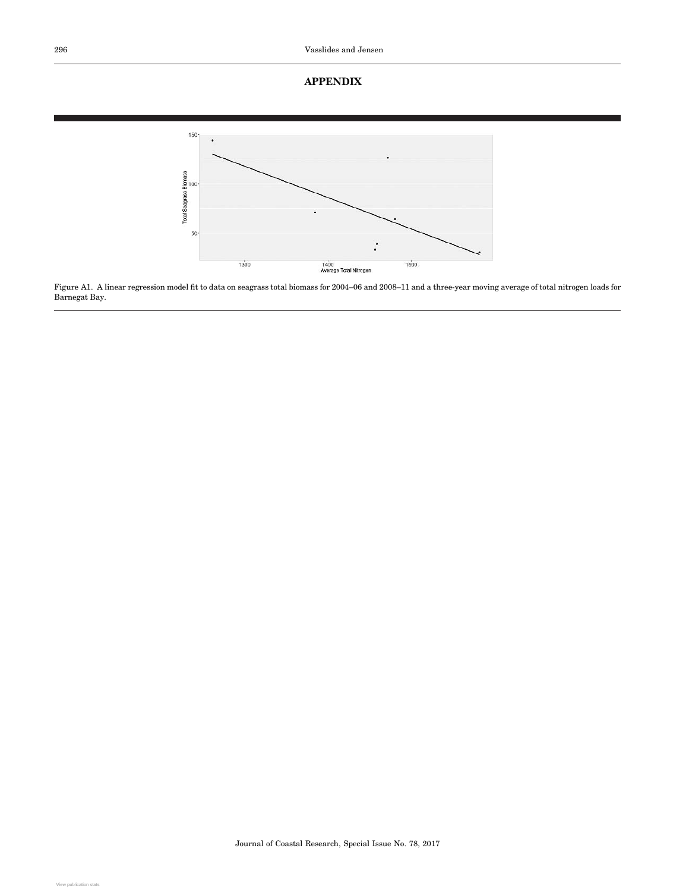## APPENDIX

150
100
50
Total Seagrass Biomass
1300
1400
1500
Average Total Nitrogen

Figure A1. A linear regression model fit to data on seagrass total biomass for 2004–06 and 2008–11 and a three-year moving average of total nitrogen loads for Barnegat Bay.